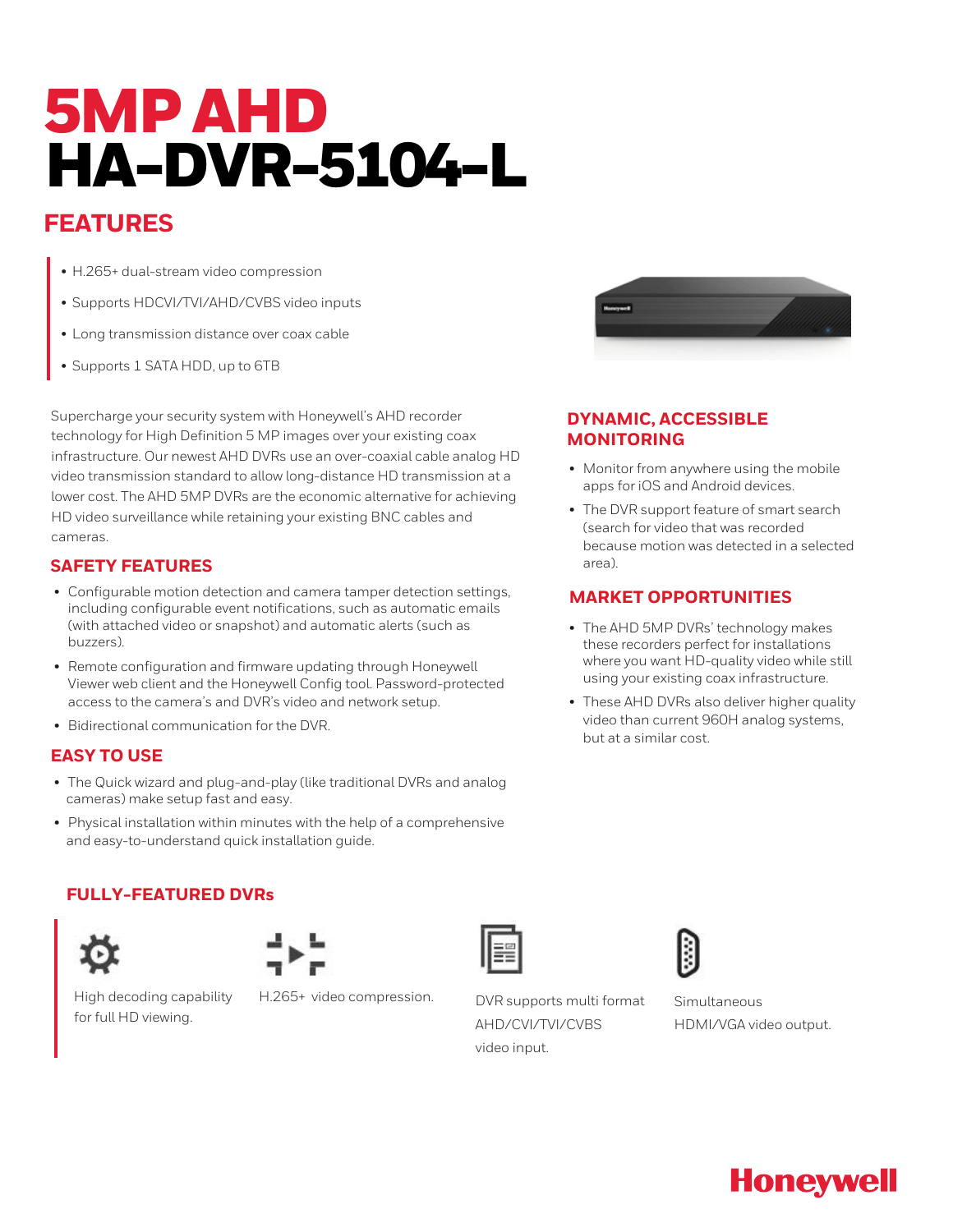# 5MP AHD
# HA-DVR-5104-L

## FEATURES

- H.265+ dual-stream video compression
- Supports HDCVI/TVI/AHD/CVBS video inputs
- Long transmission distance over coax cable
- Supports 1 SATA HDD, up to 6TB

Supercharge your security system with Honeywell's AHD recorder technology for High Definition 5 MP images over your existing coax infrastructure. Our newest AHD DVRs use an over-coaxial cable analog HD video transmission standard to allow long-distance HD transmission at a lower cost. The AHD 5MP DVRs are the economic alternative for achieving HD video surveillance while retaining your existing BNC cables and cameras.

### SAFETY FEATURES

- Configurable motion detection and camera tamper detection settings, including configurable event notifications, such as automatic emails (with attached video or snapshot) and automatic alerts (such as buzzers).
- Remote configuration and firmware updating through Honeywell Viewer web client and the Honeywell Config tool. Password-protected access to the camera's and DVR's video and network setup.
- Bidirectional communication for the DVR.

### EASY TO USE

- The Quick wizard and plug-and-play (like traditional DVRs and analog cameras) make setup fast and easy.
- Physical installation within minutes with the help of a comprehensive and easy-to-understand quick installation guide.

### DYNAMIC, ACCESSIBLE MONITORING

- Monitor from anywhere using the mobile apps for iOS and Android devices.
- The DVR support feature of smart search (search for video that was recorded because motion was detected in a selected area).

### MARKET OPPORTUNITIES

- The AHD 5MP DVRs' technology makes these recorders perfect for installations where you want HD-quality video while still using your existing coax infrastructure.
- These AHD DVRs also deliver higher quality video than current 960H analog systems, but at a similar cost.

### FULLY-FEATURED DVRs

High decoding capability for full HD viewing.

H.265+ video compression.

DVR supports multi format AHD/CVI/TVI/CVBS video input.

Simultaneous HDMI/VGA video output.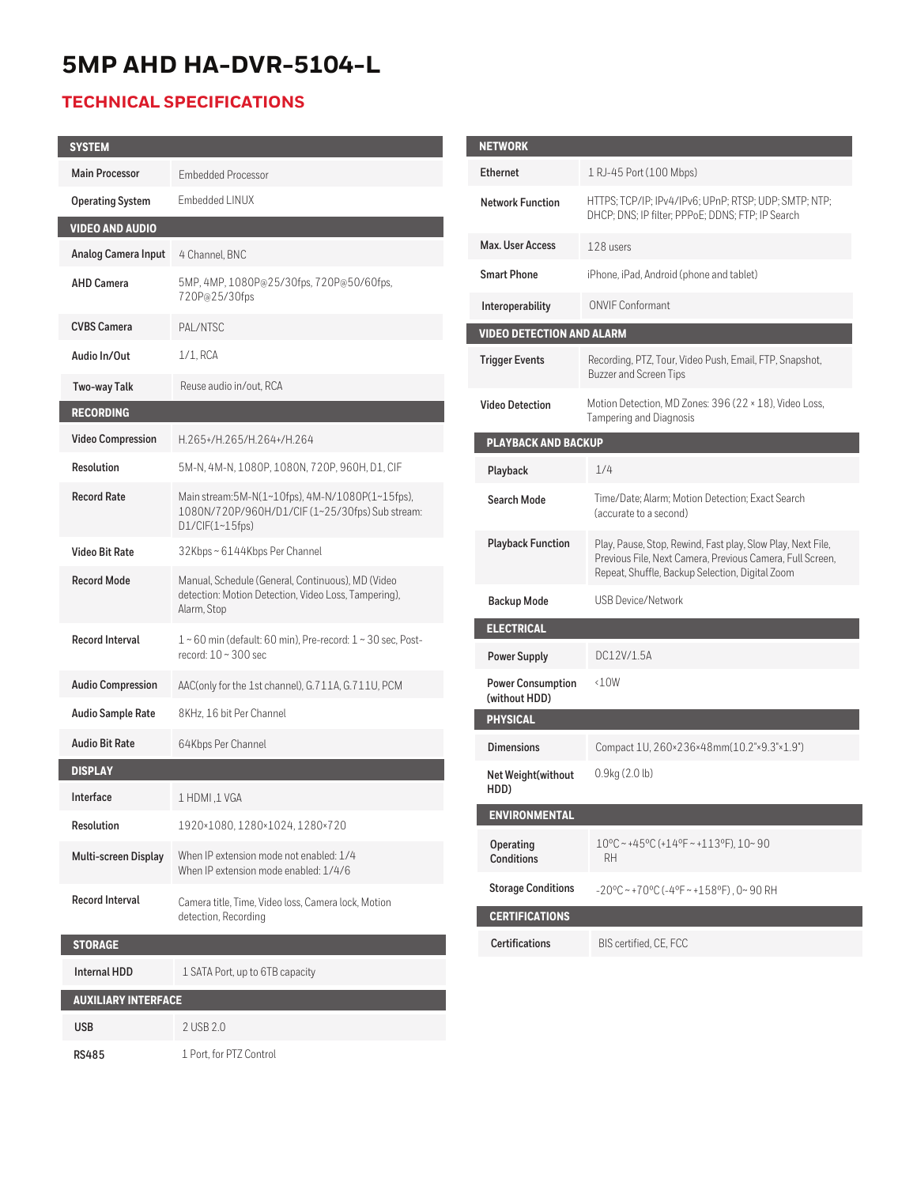# 5MP AHD HA-DVR-5104-L

## TECHNICAL SPECIFICATIONS

| SYSTEM | |
|---|---|
| Main Processor | Embedded Processor |
| Operating System | Embedded LINUX |
| **VIDEO AND AUDIO** | |
| Analog Camera Input | 4 Channel, BNC |
| AHD Camera | 5MP, 4MP, 1080P@25/30fps, 720P@50/60fps, 720P@25/30fps |
| CVBS Camera | PAL/NTSC |
| Audio In/Out | 1/1, RCA |
| Two-way Talk | Reuse audio in/out, RCA |
| **RECORDING** | |
| Video Compression | H.265+/H.265/H.264+/H.264 |
| Resolution | 5M-N, 4M-N, 1080P, 1080N, 720P, 960H, D1, CIF |
| Record Rate | Main stream:5M-N(1~10fps), 4M-N/1080P(1~15fps), 1080N/720P/960H/D1/CIF (1~25/30fps) Sub stream: D1/CIF(1~15fps) |
| Video Bit Rate | 32Kbps ~ 6144Kbps Per Channel |
| Record Mode | Manual, Schedule (General, Continuous), MD (Video detection: Motion Detection, Video Loss, Tampering), Alarm, Stop |
| Record Interval | 1 ~ 60 min (default: 60 min), Pre-record: 1 ~ 30 sec, Post-record: 10 ~ 300 sec |
| Audio Compression | AAC(only for the 1st channel), G.711A, G.711U, PCM |
| Audio Sample Rate | 8KHz, 16 bit Per Channel |
| Audio Bit Rate | 64Kbps Per Channel |
| **DISPLAY** | |
| Interface | 1 HDMI ,1 VGA |
| Resolution | 1920×1080, 1280×1024, 1280×720 |
| Multi-screen Display | When IP extension mode not enabled: 1/4<br>When IP extension mode enabled: 1/4/6 |
| Record Interval | Camera title, Time, Video loss, Camera lock, Motion detection, Recording |
| **STORAGE** | |
| Internal HDD | 1 SATA Port, up to 6TB capacity |
| **AUXILIARY INTERFACE** | |
| USB | 2 USB 2.0 |
| RS485 | 1 Port, for PTZ Control |

| NETWORK | |
|---|---|
| Ethernet | 1 RJ-45 Port (100 Mbps) |
| Network Function | HTTPS; TCP/IP; IPv4/IPv6; UPnP; RTSP; UDP; SMTP; NTP; DHCP; DNS; IP filter; PPPoE; DDNS; FTP; IP Search |
| Max. User Access | 128 users |
| Smart Phone | iPhone, iPad, Android (phone and tablet) |
| Interoperability | ONVIF Conformant |
| **VIDEO DETECTION AND ALARM** | |
| Trigger Events | Recording, PTZ, Tour, Video Push, Email, FTP, Snapshot, Buzzer and Screen Tips |
| Video Detection | Motion Detection, MD Zones: 396 (22 × 18), Video Loss, Tampering and Diagnosis |
| **PLAYBACK AND BACKUP** | |
| Playback | 1/4 |
| Search Mode | Time/Date; Alarm; Motion Detection; Exact Search (accurate to a second) |
| Playback Function | Play, Pause, Stop, Rewind, Fast play, Slow Play, Next File, Previous File, Next Camera, Previous Camera, Full Screen, Repeat, Shuffle, Backup Selection, Digital Zoom |
| Backup Mode | USB Device/Network |
| **ELECTRICAL** | |
| Power Supply | DC12V/1.5A |
| Power Consumption (without HDD) | <10W |
| **PHYSICAL** | |
| Dimensions | Compact 1U, 260×236×48mm(10.2"×9.3"×1.9") |
| Net Weight(without HDD) | 0.9kg (2.0 lb) |
| **ENVIRONMENTAL** | |
| Operating Conditions | 10ºC ~ +45ºC (+14ºF ~ +113ºF), 10~ 90 RH |
| Storage Conditions | -20ºC ~ +70ºC (-4ºF ~ +158ºF) , 0~ 90 RH |
| **CERTIFICATIONS** | |
| Certifications | BIS certified, CE, FCC |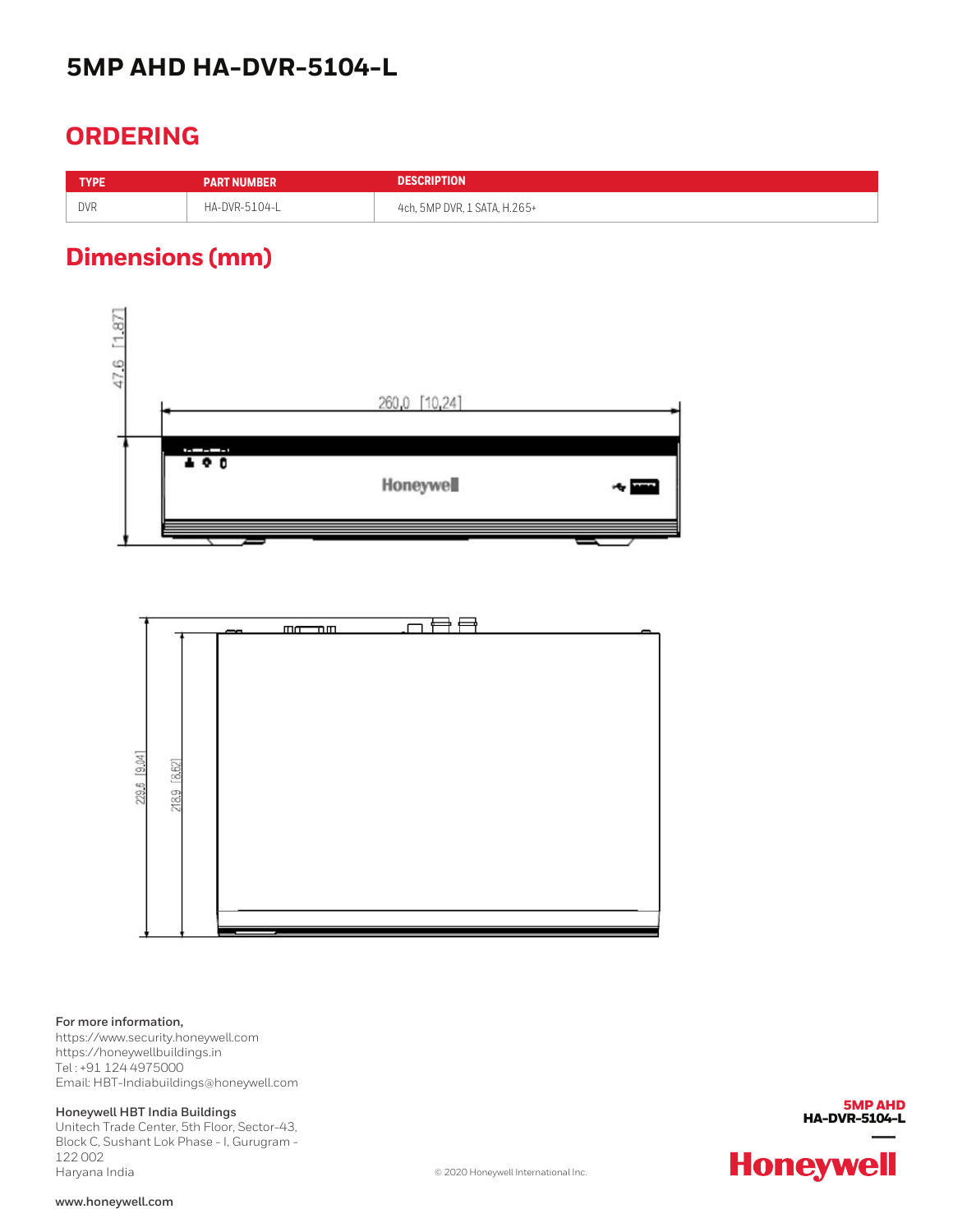# 5MP AHD HA-DVR-5104-L

## ORDERING

| TYPE | PART NUMBER | DESCRIPTION |
|---|---|---|
| DVR | HA-DVR-5104-L | 4ch, 5MP DVR, 1 SATA, H.265+ |

## Dimensions (mm)

47.6 [1.87]

260.0 [10.24]

Honeywell

228.6 [9.04]

218.9 [8.62]

**For more information,**
https://www.security.honeywell.com
https://honeywellbuildings.in
Tel : +91 124 4975000
Email: HBT-Indiabuildings@honeywell.com

**Honeywell HBT India Buildings**
Unitech Trade Center, 5th Floor, Sector-43,
Block C, Sushant Lok Phase - I, Gurugram - 122 002
Haryana India

**www.honeywell.com**

© 2020 Honeywell International Inc.

**5MP AHD**
**HA-DVR-5104-L**

**Honeywell**